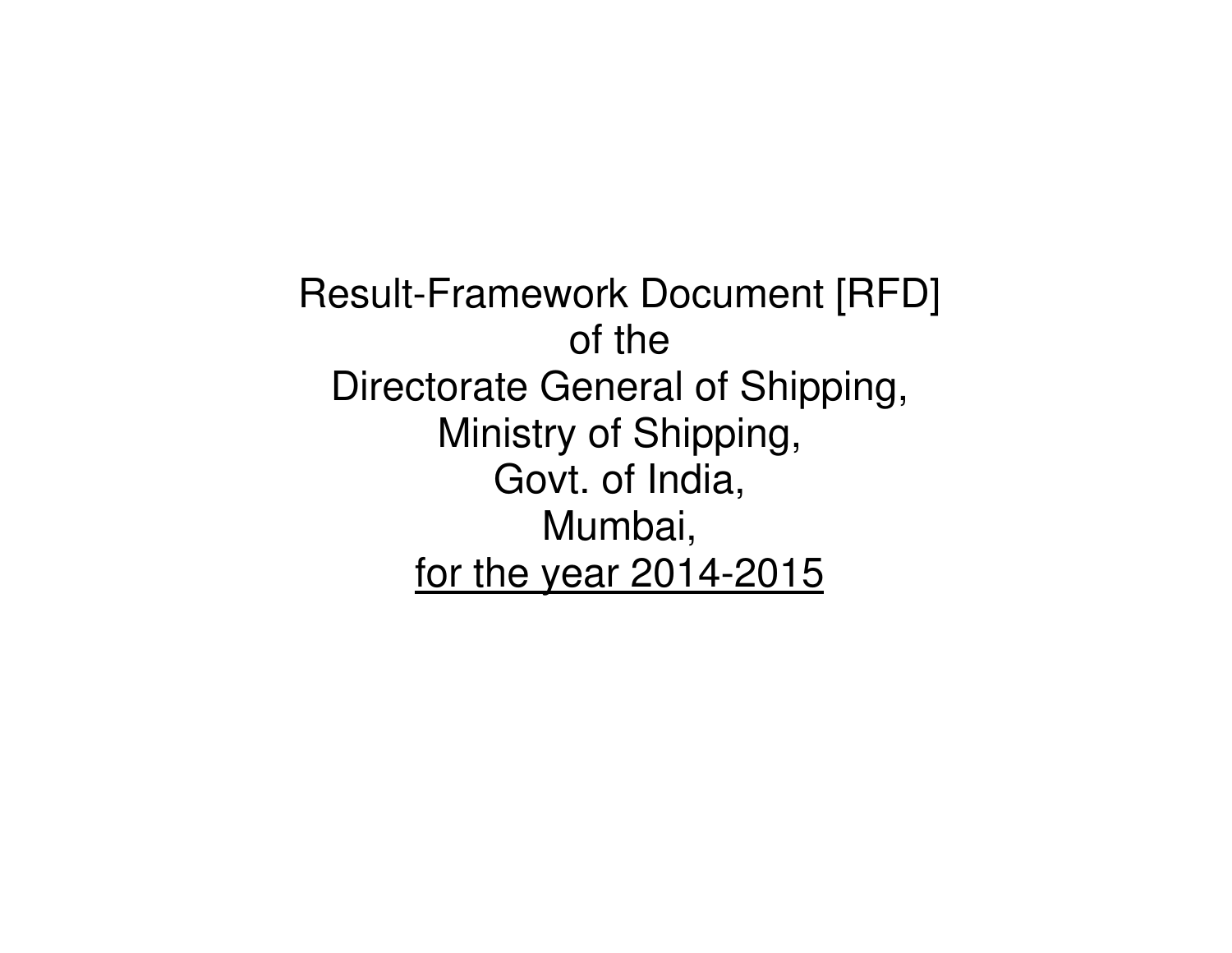# Result-Framework Document [RFD]

of the

Directorate General of Shipping,

Ministry of Shipping,

Govt. of India,

Mumbai,

<u>for the year 2014-2015</u>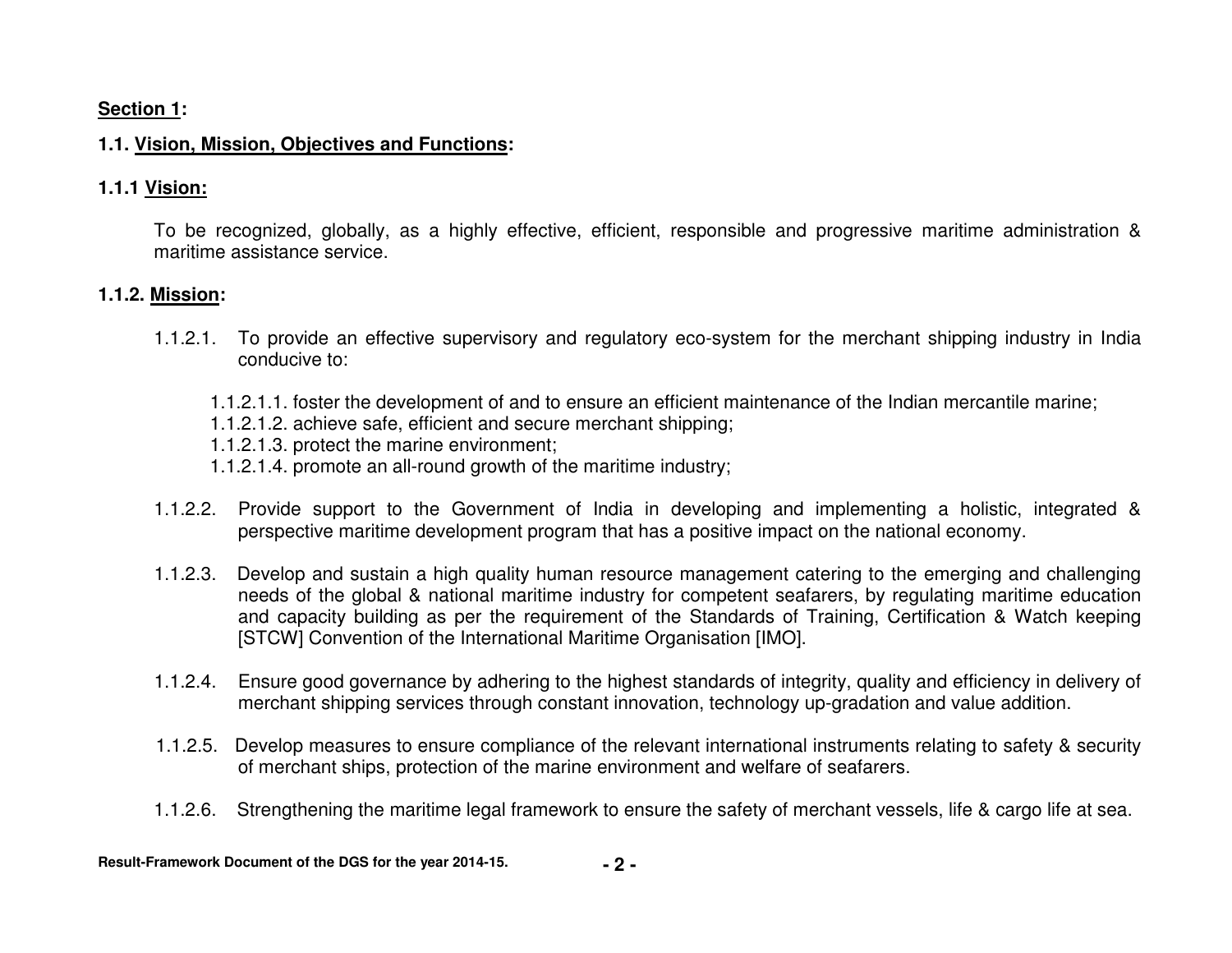**Section 1:**

**1.1. Vision, Mission, Objectives and Functions:**

**1.1.1 Vision:**

To be recognized, globally, as a highly effective, efficient, responsible and progressive maritime administration & maritime assistance service.

**1.1.2. Mission:**

1.1.2.1. To provide an effective supervisory and regulatory eco-system for the merchant shipping industry in India conducive to:

- 1.1.2.1.1. foster the development of and to ensure an efficient maintenance of the Indian mercantile marine;
- 1.1.2.1.2. achieve safe, efficient and secure merchant shipping;
- 1.1.2.1.3. protect the marine environment;
- 1.1.2.1.4. promote an all-round growth of the maritime industry;

1.1.2.2. Provide support to the Government of India in developing and implementing a holistic, integrated & perspective maritime development program that has a positive impact on the national economy.

1.1.2.3. Develop and sustain a high quality human resource management catering to the emerging and challenging needs of the global & national maritime industry for competent seafarers, by regulating maritime education and capacity building as per the requirement of the Standards of Training, Certification & Watch keeping [STCW] Convention of the International Maritime Organisation [IMO].

1.1.2.4. Ensure good governance by adhering to the highest standards of integrity, quality and efficiency in delivery of merchant shipping services through constant innovation, technology up-gradation and value addition.

1.1.2.5. Develop measures to ensure compliance of the relevant international instruments relating to safety & security of merchant ships, protection of the marine environment and welfare of seafarers.

1.1.2.6. Strengthening the maritime legal framework to ensure the safety of merchant vessels, life & cargo life at sea.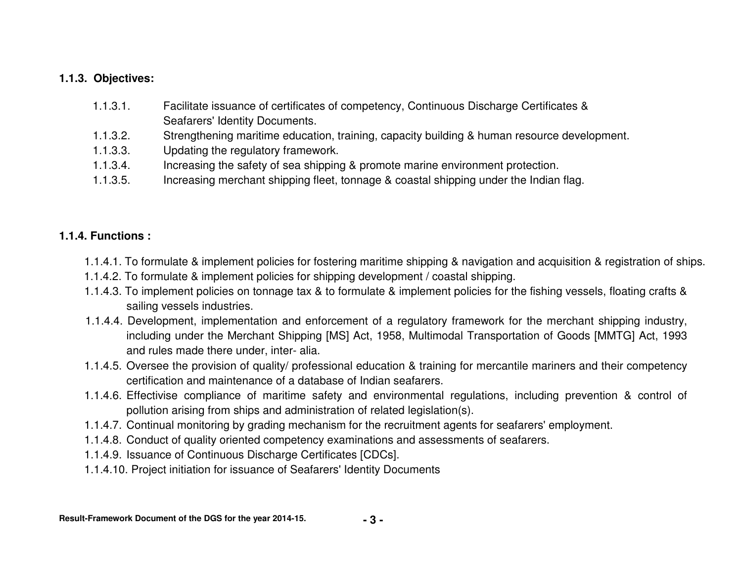### 1.1.3. Objectives:

- 1.1.3.1. Facilitate issuance of certificates of competency, Continuous Discharge Certificates & Seafarers' Identity Documents.
- 1.1.3.2. Strengthening maritime education, training, capacity building & human resource development.
- 1.1.3.3. Updating the regulatory framework.
- 1.1.3.4. Increasing the safety of sea shipping & promote marine environment protection.
- 1.1.3.5. Increasing merchant shipping fleet, tonnage & coastal shipping under the Indian flag.

### 1.1.4. Functions :

- 1.1.4.1. To formulate & implement policies for fostering maritime shipping & navigation and acquisition & registration of ships.
- 1.1.4.2. To formulate & implement policies for shipping development / coastal shipping.
- 1.1.4.3. To implement policies on tonnage tax & to formulate & implement policies for the fishing vessels, floating crafts & sailing vessels industries.
- 1.1.4.4. Development, implementation and enforcement of a regulatory framework for the merchant shipping industry, including under the Merchant Shipping [MS] Act, 1958, Multimodal Transportation of Goods [MMTG] Act, 1993 and rules made there under, inter- alia.
- 1.1.4.5. Oversee the provision of quality/ professional education & training for mercantile mariners and their competency certification and maintenance of a database of Indian seafarers.
- 1.1.4.6. Effectivise compliance of maritime safety and environmental regulations, including prevention & control of pollution arising from ships and administration of related legislation(s).
- 1.1.4.7. Continual monitoring by grading mechanism for the recruitment agents for seafarers' employment.
- 1.1.4.8. Conduct of quality oriented competency examinations and assessments of seafarers.
- 1.1.4.9. Issuance of Continuous Discharge Certificates [CDCs].
- 1.1.4.10. Project initiation for issuance of Seafarers' Identity Documents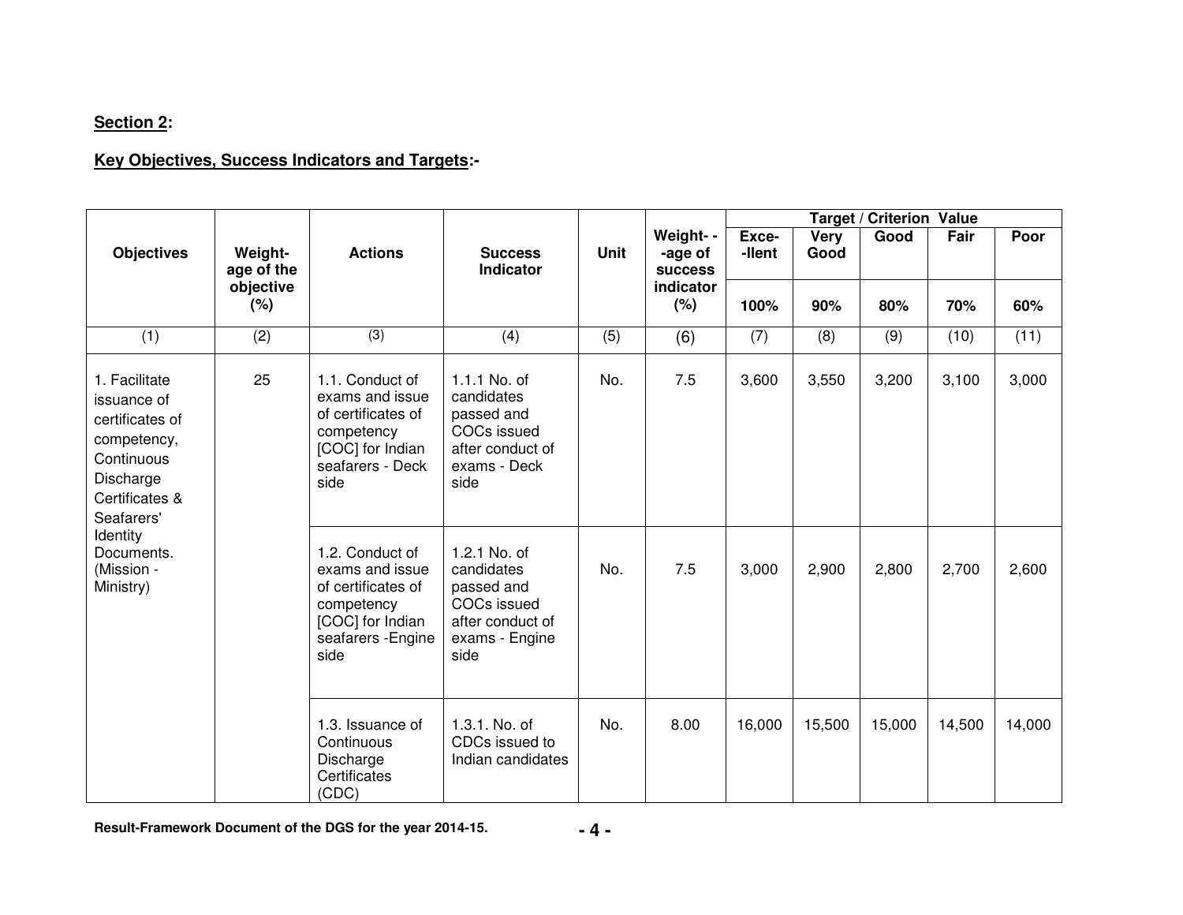**Section 2:**

**Key Objectives, Success Indicators and Targets:-**

| Objectives | Weight-age of the objective (%) | Actions | Success Indicator | Unit | Weight--age of success indicator (%) | Target / Criterion Value | | | | |
|---|---|---|---|---|---|---|---|---|---|---|
| | | | | | | Exce--llent | Very Good | Good | Fair | Poor |
| | | | | | | 100% | 90% | 80% | 70% | 60% |
| (1) | (2) | (3) | (4) | (5) | (6) | (7) | (8) | (9) | (10) | (11) |
| 1. Facilitate issuance of certificates of competency, Continuous Discharge Certificates & Seafarers' Identity Documents. (Mission - Ministry) | 25 | 1.1. Conduct of exams and issue of certificates of competency [COC] for Indian seafarers - Deck side | 1.1.1 No. of candidates passed and COCs issued after conduct of exams - Deck side | No. | 7.5 | 3,600 | 3,550 | 3,200 | 3,100 | 3,000 |
| | | 1.2. Conduct of exams and issue of certificates of competency [COC] for Indian seafarers -Engine side | 1.2.1 No. of candidates passed and COCs issued after conduct of exams - Engine side | No. | 7.5 | 3,000 | 2,900 | 2,800 | 2,700 | 2,600 |
| | | 1.3. Issuance of Continuous Discharge Certificates (CDC) | 1.3.1. No. of CDCs issued to Indian candidates | No. | 8.00 | 16,000 | 15,500 | 15,000 | 14,500 | 14,000 |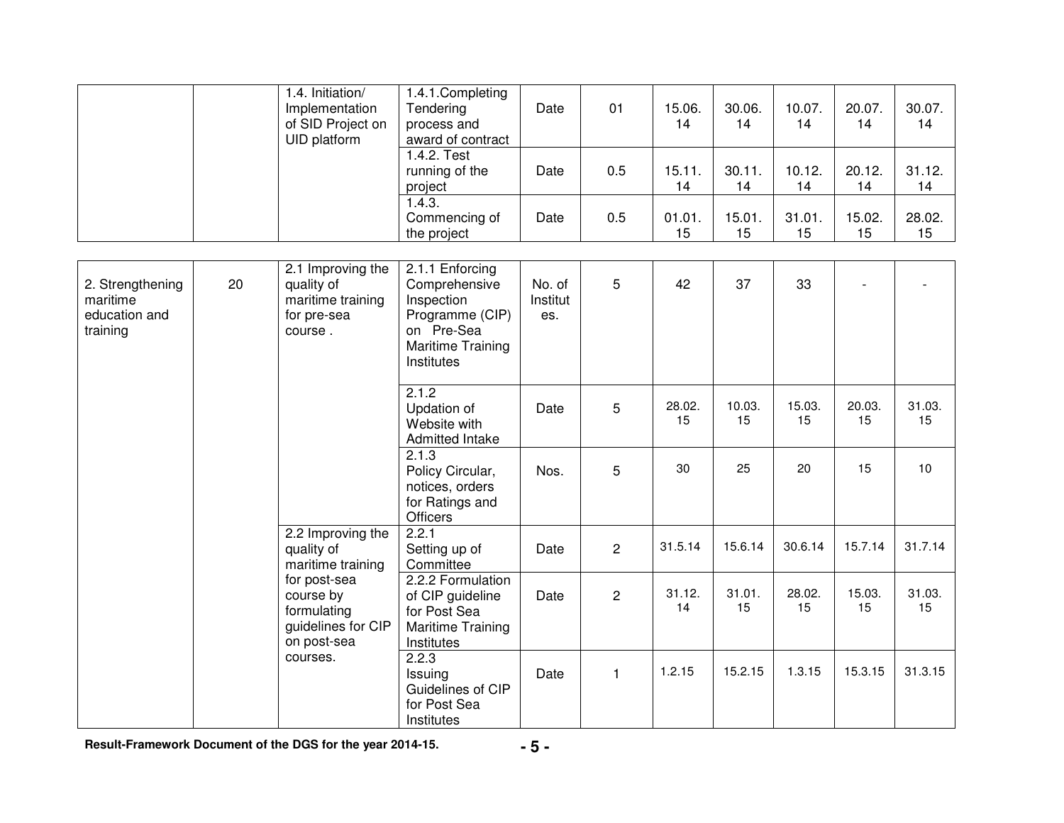| | | | | | | | | | | |
|---|---|---|---|---|---|---|---|---|---|---|
| | | 1.4. Initiation/ Implementation of SID Project on UID platform | 1.4.1.Completing Tendering process and award of contract | Date | 01 | 15.06.14 | 30.06.14 | 10.07.14 | 20.07.14 | 30.07.14 |
| | | | 1.4.2. Test running of the project | Date | 0.5 | 15.11.14 | 30.11.14 | 10.12.14 | 20.12.14 | 31.12.14 |
| | | | 1.4.3. Commencing of the project | Date | 0.5 | 01.01.15 | 15.01.15 | 31.01.15 | 15.02.15 | 28.02.15 |
| 2. Strengthening maritime education and training | 20 | 2.1 Improving the quality of maritime training for pre-sea course . | 2.1.1 Enforcing Comprehensive Inspection Programme (CIP) on Pre-Sea Maritime Training Institutes | No. of Institutes. | 5 | 42 | 37 | 33 | - | - |
| | | | 2.1.2 Updation of Website with Admitted Intake | Date | 5 | 28.02.15 | 10.03.15 | 15.03.15 | 20.03.15 | 31.03.15 |
| | | | 2.1.3 Policy Circular, notices, orders for Ratings and Officers | Nos. | 5 | 30 | 25 | 20 | 15 | 10 |
| | | 2.2 Improving the quality of maritime training for post-sea course by formulating guidelines for CIP on post-sea courses. | 2.2.1 Setting up of Committee | Date | 2 | 31.5.14 | 15.6.14 | 30.6.14 | 15.7.14 | 31.7.14 |
| | | | 2.2.2 Formulation of CIP guideline for Post Sea Maritime Training Institutes | Date | 2 | 31.12.14 | 31.01.15 | 28.02.15 | 15.03.15 | 31.03.15 |
| | | | 2.2.3 Issuing Guidelines of CIP for Post Sea Institutes | Date | 1 | 1.2.15 | 15.2.15 | 1.3.15 | 15.3.15 | 31.3.15 |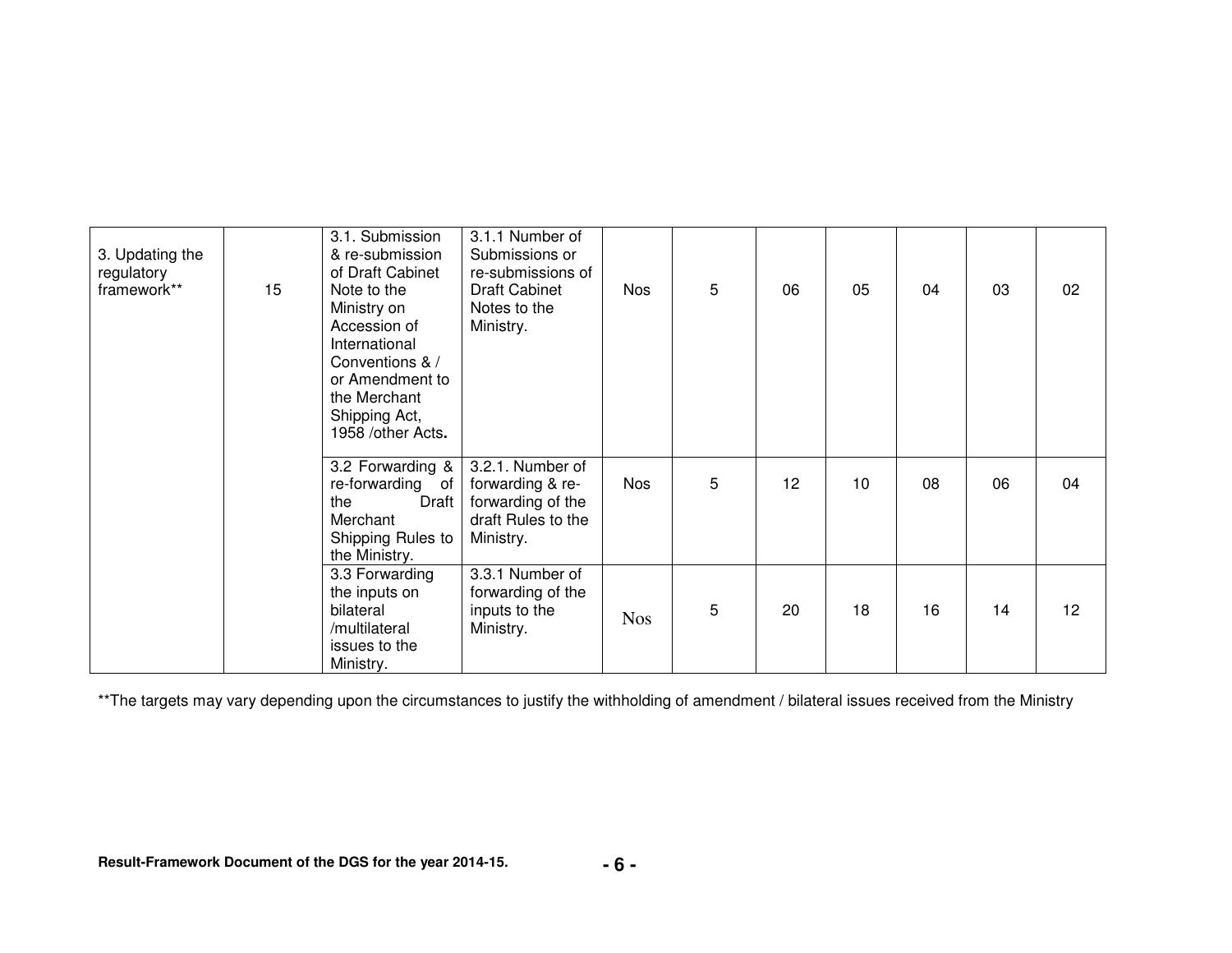| | | | | | | | | | | |
|---|---|---|---|---|---|---|---|---|---|---|
| 3. Updating the regulatory framework** | 15 | 3.1. Submission & re-submission of Draft Cabinet Note to the Ministry on Accession of International Conventions & / or Amendment to the Merchant Shipping Act, 1958 /other Acts**.** | 3.1.1 Number of Submissions or re-submissions of Draft Cabinet Notes to the Ministry. | Nos | 5 | 06 | 05 | 04 | 03 | 02 |
| | | 3.2 Forwarding & re-forwarding of the Draft Merchant Shipping Rules to the Ministry. | 3.2.1. Number of forwarding & re-forwarding of the draft Rules to the Ministry. | Nos | 5 | 12 | 10 | 08 | 06 | 04 |
| | | 3.3 Forwarding the inputs on bilateral /multilateral issues to the Ministry. | 3.3.1 Number of forwarding of the inputs to the Ministry. | Nos | 5 | 20 | 18 | 16 | 14 | 12 |

**The targets may vary depending upon the circumstances to justify the withholding of amendment / bilateral issues received from the Ministry

**Result-Framework Document of the DGS for the year 2014-15.**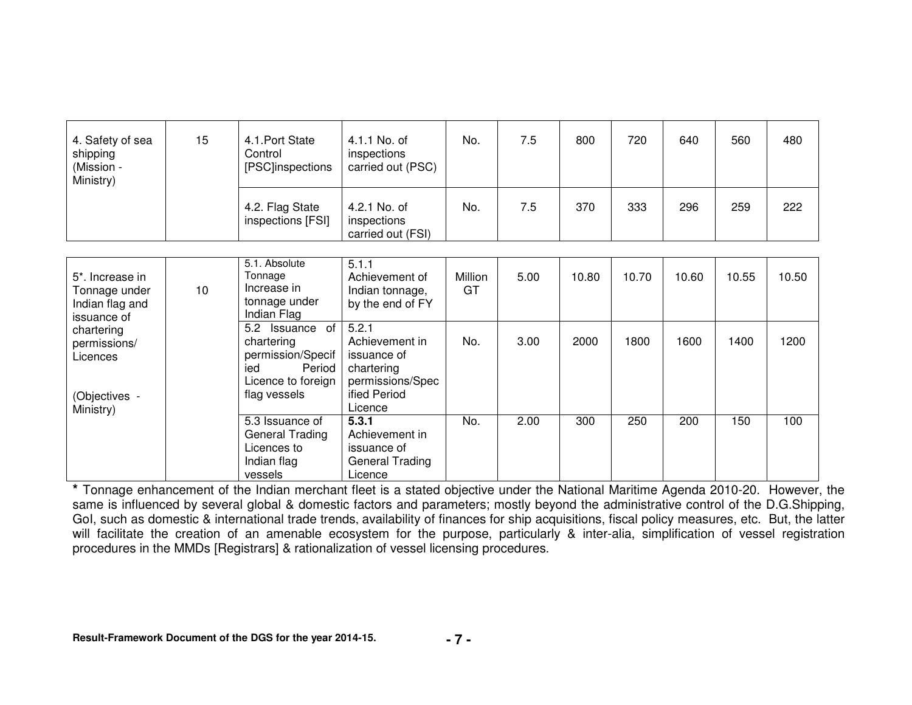| 4. Safety of sea shipping (Mission - Ministry) | 15 | 4.1.Port State Control [PSC]inspections | 4.1.1 No. of inspections carried out (PSC) | No. | 7.5 | 800 | 720 | 640 | 560 | 480 |
|---|---|---|---|---|---|---|---|---|---|---|
| | | 4.2. Flag State inspections [FSI] | 4.2.1 No. of inspections carried out (FSI) | No. | 7.5 | 370 | 333 | 296 | 259 | 222 |

| 5*. Increase in Tonnage under Indian flag and issuance of chartering permissions/ Licences (Objectives - Ministry) | 10 | 5.1. Absolute Tonnage Increase in tonnage under Indian Flag | 5.1.1 Achievement of Indian tonnage, by the end of FY | Million GT | 5.00 | 10.80 | 10.70 | 10.60 | 10.55 | 10.50 |
|---|---|---|---|---|---|---|---|---|---|---|
| | | 5.2 Issuance of chartering permission/Specified Period Licence to foreign flag vessels | 5.2.1 Achievement in issuance of chartering permissions/Specified Period Licence | No. | 3.00 | 2000 | 1800 | 1600 | 1400 | 1200 |
| | | 5.3 Issuance of General Trading Licences to Indian flag vessels | **5.3.1** Achievement in issuance of General Trading Licence | No. | 2.00 | 300 | 250 | 200 | 150 | 100 |

**\*** Tonnage enhancement of the Indian merchant fleet is a stated objective under the National Maritime Agenda 2010-20. However, the same is influenced by several global & domestic factors and parameters; mostly beyond the administrative control of the D.G.Shipping, GoI, such as domestic & international trade trends, availability of finances for ship acquisitions, fiscal policy measures, etc. But, the latter will facilitate the creation of an amenable ecosystem for the purpose, particularly & inter-alia, simplification of vessel registration procedures in the MMDs [Registrars] & rationalization of vessel licensing procedures.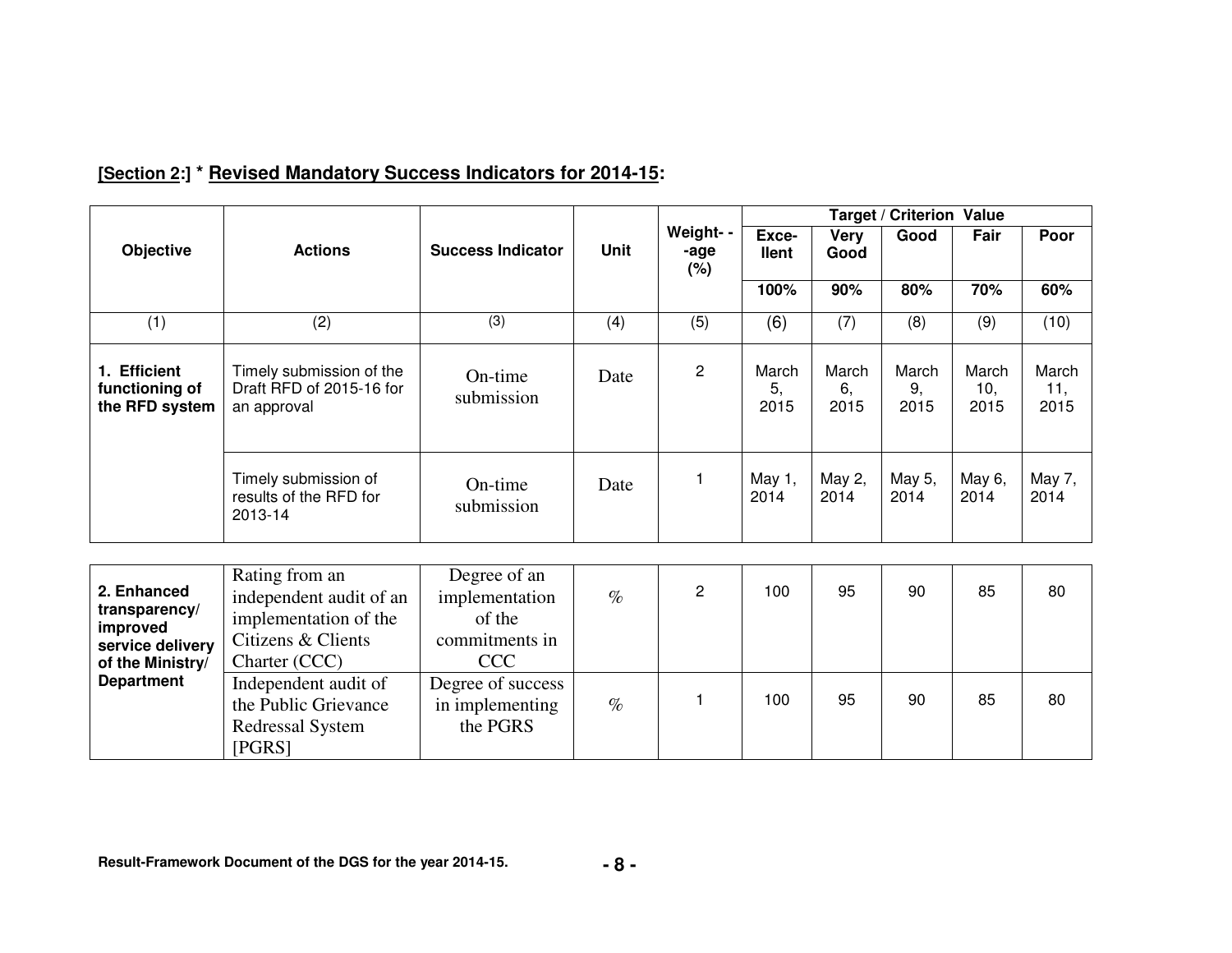**[Section 2:] * Revised Mandatory Success Indicators for 2014-15:**

| Objective | Actions | Success Indicator | Unit | Weight--age (%) | Target / Criterion Value | | | | |
|---|---|---|---|---|---|---|---|---|---|
| | | | | | Exce-llent | Very Good | Good | Fair | Poor |
| | | | | | 100% | 90% | 80% | 70% | 60% |
| (1) | (2) | (3) | (4) | (5) | (6) | (7) | (8) | (9) | (10) |
| **1. Efficient functioning of the RFD system** | Timely submission of the Draft RFD of 2015-16 for an approval | On-time submission | Date | 2 | March 5, 2015 | March 6, 2015 | March 9, 2015 | March 10, 2015 | March 11, 2015 |
| | Timely submission of results of the RFD for 2013-14 | On-time submission | Date | 1 | May 1, 2014 | May 2, 2014 | May 5, 2014 | May 6, 2014 | May 7, 2014 |
| **2. Enhanced transparency/ improved service delivery of the Ministry/ Department** | Rating from an independent audit of an implementation of the Citizens & Clients Charter (CCC) | Degree of an implementation of the commitments in CCC | % | 2 | 100 | 95 | 90 | 85 | 80 |
| | Independent audit of the Public Grievance Redressal System [PGRS] | Degree of success in implementing the PGRS | % | 1 | 100 | 95 | 90 | 85 | 80 |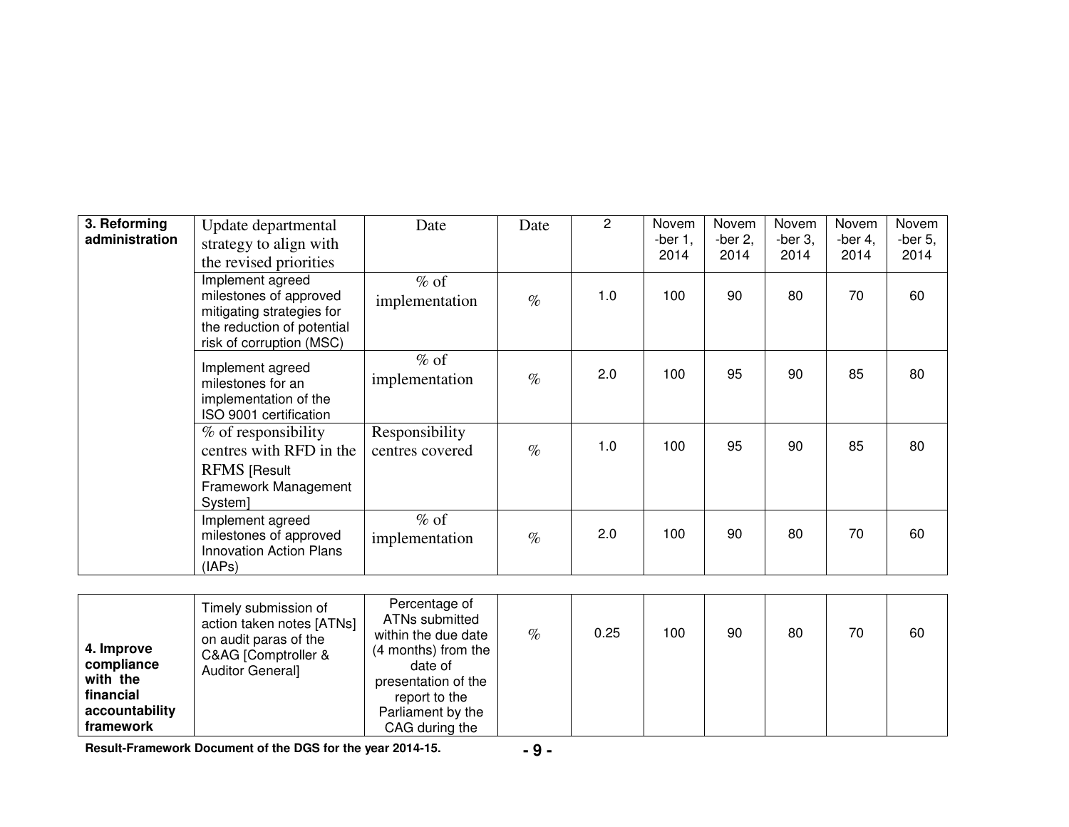| 3. Reforming administration | Update departmental strategy to align with the revised priorities | Date | Date | 2 | November 1, 2014 | November 2, 2014 | November 3, 2014 | November 4, 2014 | November 5, 2014 |
|---|---|---|---|---|---|---|---|---|---|
| | Implement agreed milestones of approved mitigating strategies for the reduction of potential risk of corruption (MSC) | % of implementation | % | 1.0 | 100 | 90 | 80 | 70 | 60 |
| | Implement agreed milestones for an implementation of the ISO 9001 certification | % of implementation | % | 2.0 | 100 | 95 | 90 | 85 | 80 |
| | % of responsibility centres with RFD in the RFMS [Result Framework Management System] | Responsibility centres covered | % | 1.0 | 100 | 95 | 90 | 85 | 80 |
| | Implement agreed milestones of approved Innovation Action Plans (IAPs) | % of implementation | % | 2.0 | 100 | 90 | 80 | 70 | 60 |
| 4. Improve compliance with the financial accountability framework | Timely submission of action taken notes [ATNs] on audit paras of the C&AG [Comptroller & Auditor General] | Percentage of ATNs submitted within the due date (4 months) from the date of presentation of the report to the Parliament by the CAG during the | % | 0.25 | 100 | 90 | 80 | 70 | 60 |

Result-Framework Document of the DGS for the year 2014-15.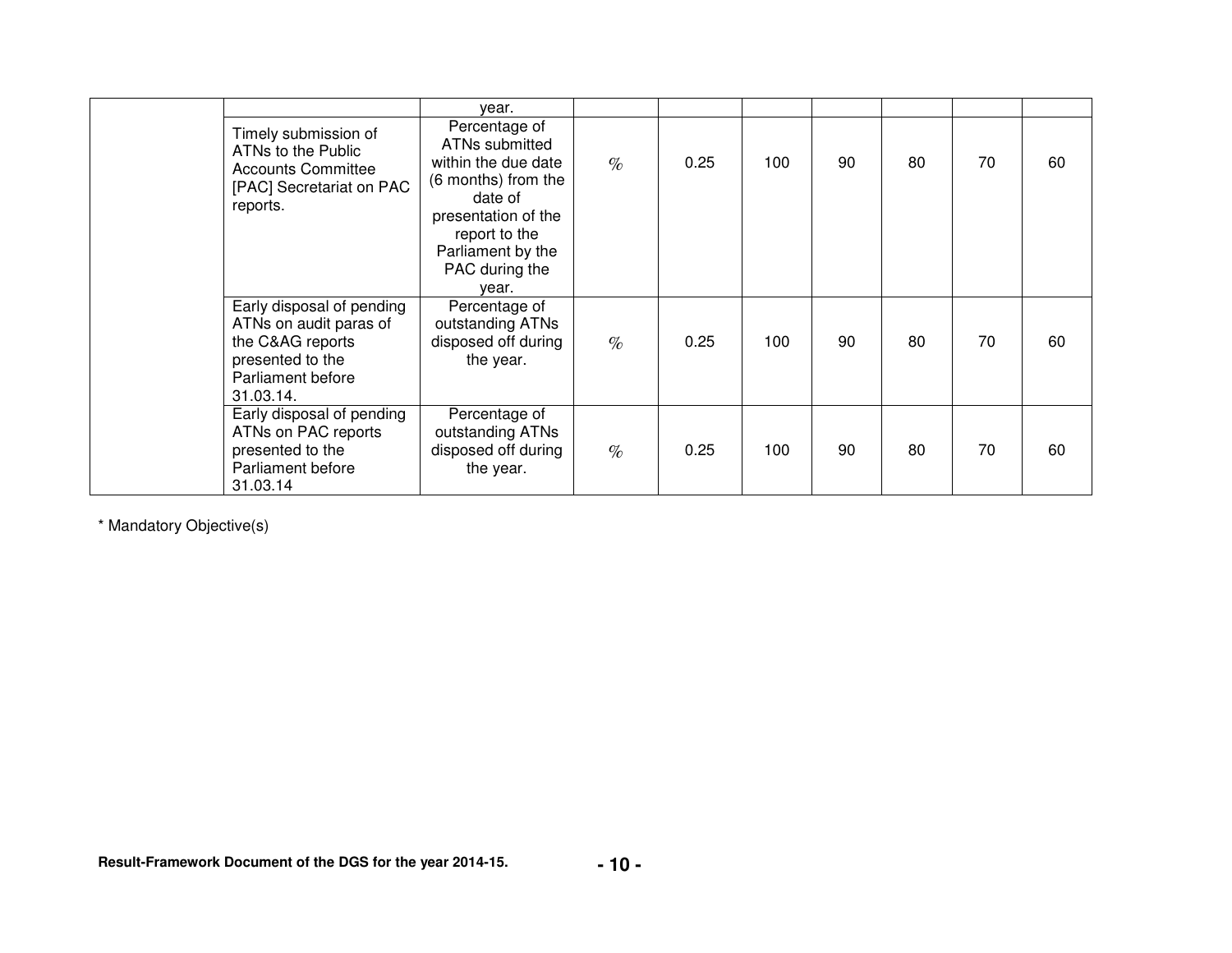| | | | | | | | | | |
|---|---|---|---|---|---|---|---|---|---|
| | | year. | | | | | | | |
| | Timely submission of ATNs to the Public Accounts Committee [PAC] Secretariat on PAC reports. | Percentage of ATNs submitted within the due date (6 months) from the date of presentation of the report to the Parliament by the PAC during the year. | % | 0.25 | 100 | 90 | 80 | 70 | 60 |
| | Early disposal of pending ATNs on audit paras of the C&AG reports presented to the Parliament before 31.03.14. | Percentage of outstanding ATNs disposed off during the year. | % | 0.25 | 100 | 90 | 80 | 70 | 60 |
| | Early disposal of pending ATNs on PAC reports presented to the Parliament before 31.03.14 | Percentage of outstanding ATNs disposed off during the year. | % | 0.25 | 100 | 90 | 80 | 70 | 60 |

* Mandatory Objective(s)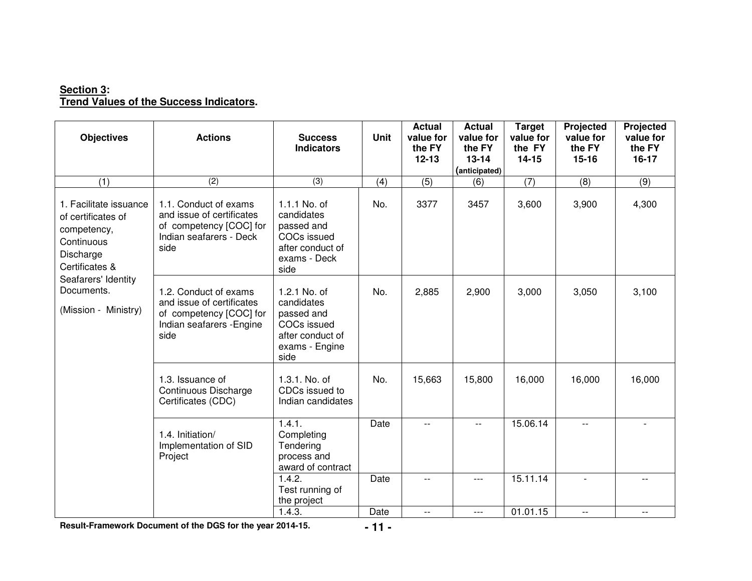**Section 3:**
**Trend Values of the Success Indicators.**

| Objectives | Actions | Success Indicators | Unit | Actual value for the FY 12-13 | Actual value for the FY 13-14 (anticipated) | Target value for the FY 14-15 | Projected value for the FY 15-16 | Projected value for the FY 16-17 |
|---|---|---|---|---|---|---|---|---|
| (1) | (2) | (3) | (4) | (5) | (6) | (7) | (8) | (9) |
| 1. Facilitate issuance of certificates of competency, Continuous Discharge Certificates & Seafarers' Identity Documents. (Mission - Ministry) | 1.1. Conduct of exams and issue of certificates of competency [COC] for Indian seafarers - Deck side | 1.1.1 No. of candidates passed and COCs issued after conduct of exams - Deck side | No. | 3377 | 3457 | 3,600 | 3,900 | 4,300 |
| | 1.2. Conduct of exams and issue of certificates of competency [COC] for Indian seafarers -Engine side | 1.2.1 No. of candidates passed and COCs issued after conduct of exams - Engine side | No. | 2,885 | 2,900 | 3,000 | 3,050 | 3,100 |
| | 1.3. Issuance of Continuous Discharge Certificates (CDC) | 1.3.1. No. of CDCs issued to Indian candidates | No. | 15,663 | 15,800 | 16,000 | 16,000 | 16,000 |
| | 1.4. Initiation/ Implementation of SID Project | 1.4.1. Completing Tendering process and award of contract | Date | -- | -- | 15.06.14 | -- | - |
| | | 1.4.2. Test running of the project | Date | -- | --- | 15.11.14 | - | -- |
| | | 1.4.3. | Date | -- | --- | 01.01.15 | -- | -- |

Result-Framework Document of the DGS for the year 2014-15.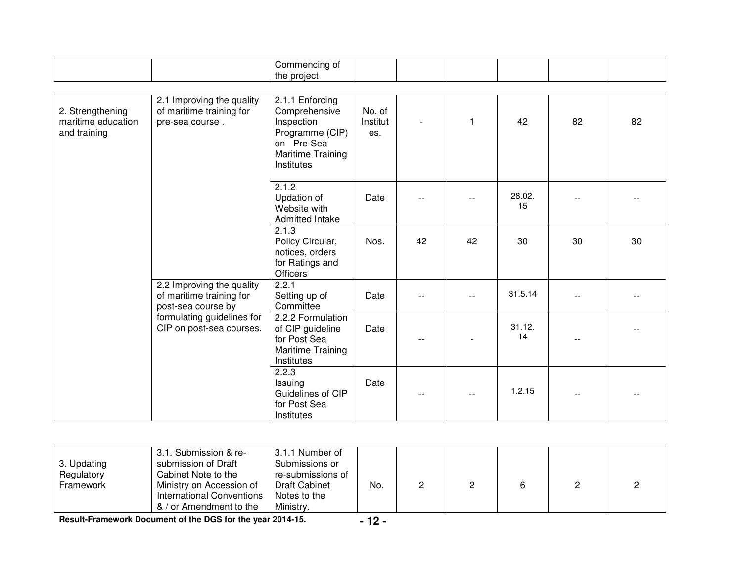|  |  | Commencing of the project |  |  |  |  |  |  |
|---|---|---|---|---|---|---|---|---|
| 2. Strengthening maritime education and training | 2.1 Improving the quality of maritime training for pre-sea course . | 2.1.1 Enforcing Comprehensive Inspection Programme (CIP) on Pre-Sea Maritime Training Institutes | No. of Institutes. | - | 1 | 42 | 82 | 82 |
|  |  | 2.1.2 Updation of Website with Admitted Intake | Date | -- | -- | 28.02.15 | -- | -- |
|  |  | 2.1.3 Policy Circular, notices, orders for Ratings and Officers | Nos. | 42 | 42 | 30 | 30 | 30 |
|  | 2.2 Improving the quality of maritime training for post-sea course by formulating guidelines for CIP on post-sea courses. | 2.2.1 Setting up of Committee | Date | -- | -- | 31.5.14 | -- | -- |
|  |  | 2.2.2 Formulation of CIP guideline for Post Sea Maritime Training Institutes | Date | -- | - | 31.12.14 | -- | -- |
|  |  | 2.2.3 Issuing Guidelines of CIP for Post Sea Institutes | Date | -- | -- | 1.2.15 | -- | -- |
| 3. Updating Regulatory Framework | 3.1. Submission & re-submission of Draft Cabinet Note to the Ministry on Accession of International Conventions & / or Amendment to the | 3.1.1 Number of Submissions or re-submissions of Draft Cabinet Notes to the Ministry. | No. | 2 | 2 | 6 | 2 | 2 |

**Result-Framework Document of the DGS for the year 2014-15.**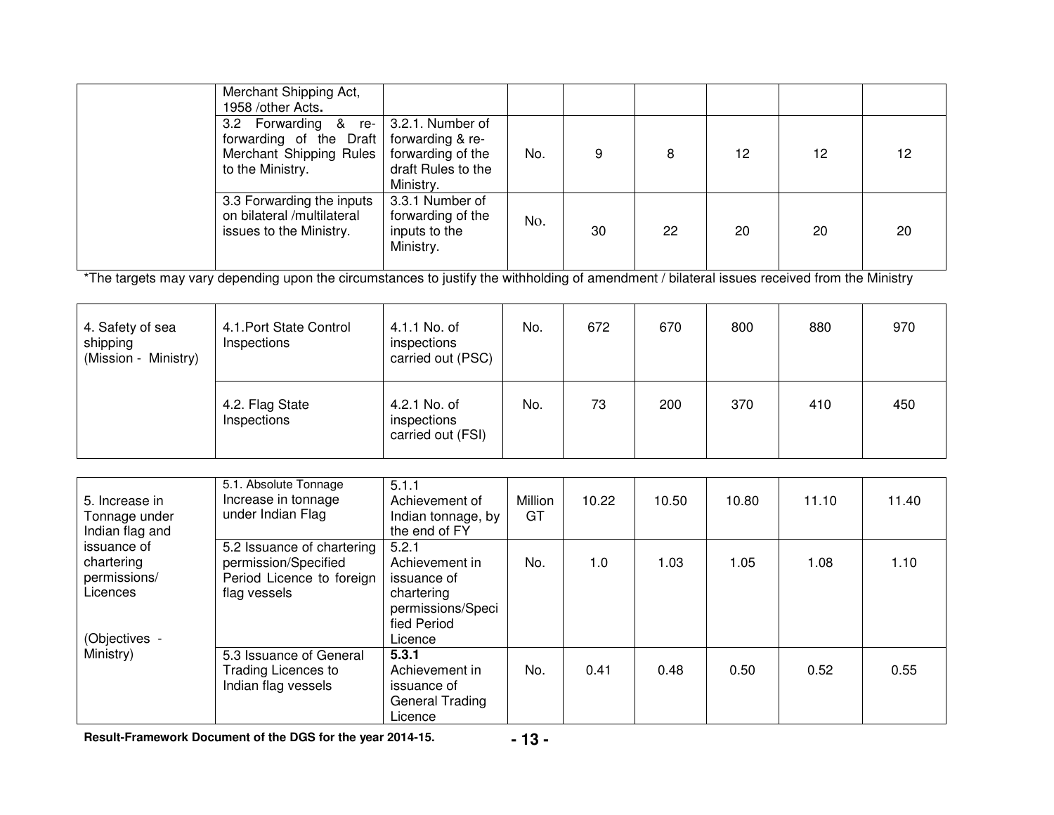| | | | | | | | | |
|---|---|---|---|---|---|---|---|---|
| | Merchant Shipping Act, 1958 /other Acts. | | | | | | | |
| | 3.2 Forwarding & re-forwarding of the Draft Merchant Shipping Rules to the Ministry. | 3.2.1. Number of forwarding & re-forwarding of the draft Rules to the Ministry. | No. | 9 | 8 | 12 | 12 | 12 |
| | 3.3 Forwarding the inputs on bilateral /multilateral issues to the Ministry. | 3.3.1 Number of forwarding of the inputs to the Ministry. | No. | 30 | 22 | 20 | 20 | 20 |

*The targets may vary depending upon the circumstances to justify the withholding of amendment / bilateral issues received from the Ministry

| | | | | | | | | |
|---|---|---|---|---|---|---|---|---|
| 4. Safety of sea shipping (Mission - Ministry) | 4.1.Port State Control Inspections | 4.1.1 No. of inspections carried out (PSC) | No. | 672 | 670 | 800 | 880 | 970 |
| | 4.2. Flag State Inspections | 4.2.1 No. of inspections carried out (FSI) | No. | 73 | 200 | 370 | 410 | 450 |

| | | | | | | | | |
|---|---|---|---|---|---|---|---|---|
| 5. Increase in Tonnage under Indian flag and issuance of chartering permissions/ Licences (Objectives - Ministry) | 5.1. Absolute Tonnage Increase in tonnage under Indian Flag | 5.1.1 Achievement of Indian tonnage, by the end of FY | Million GT | 10.22 | 10.50 | 10.80 | 11.10 | 11.40 |
| | 5.2 Issuance of chartering permission/Specified Period Licence to foreign flag vessels | 5.2.1 Achievement in issuance of chartering permissions/Specified Period Licence | No. | 1.0 | 1.03 | 1.05 | 1.08 | 1.10 |
| | 5.3 Issuance of General Trading Licences to Indian flag vessels | **5.3.1** Achievement in issuance of General Trading Licence | No. | 0.41 | 0.48 | 0.50 | 0.52 | 0.55 |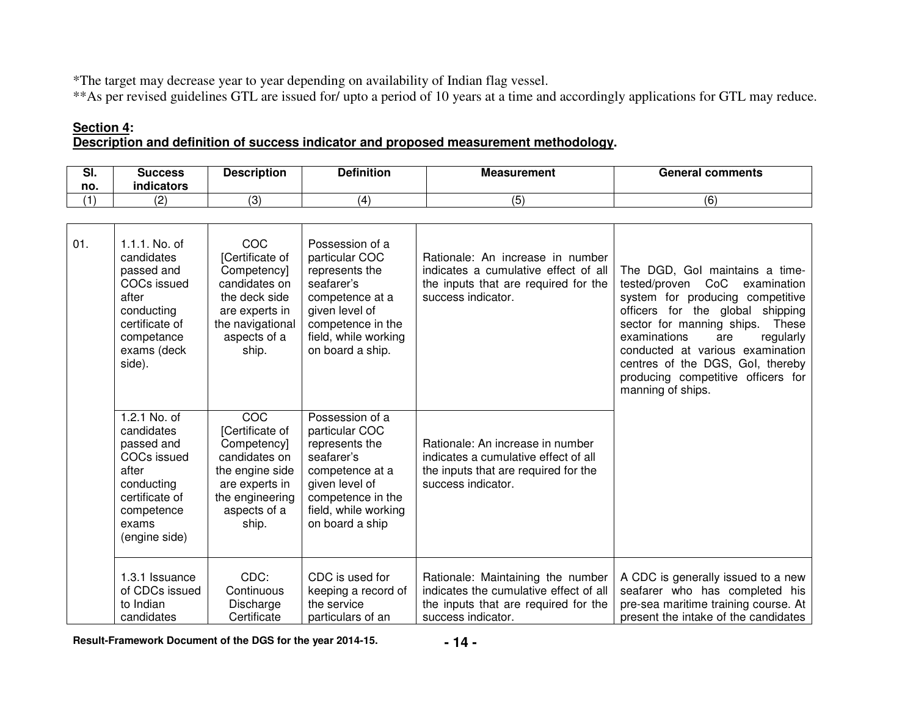*The target may decrease year to year depending on availability of Indian flag vessel.
**As per revised guidelines GTL are issued for/ upto a period of 10 years at a time and accordingly applications for GTL may reduce.

**Section 4:**
**Description and definition of success indicator and proposed measurement methodology.**

| Sl. no. | Success indicators | Description | Definition | Measurement | General comments |
|---|---|---|---|---|---|
| (1) | (2) | (3) | (4) | (5) | (6) |
| 01. | 1.1.1. No. of candidates passed and COCs issued after conducting certificate of competance exams (deck side). | COC [Certificate of Competency] candidates on the deck side are experts in the navigational aspects of a ship. | Possession of a particular COC represents the seafarer's competence at a given level of competence in the field, while working on board a ship. | Rationale: An increase in number indicates a cumulative effect of all the inputs that are required for the success indicator. | The DGD, GoI maintains a time-tested/proven CoC examination system for producing competitive officers for the global shipping sector for manning ships. These examinations are regularly conducted at various examination centres of the DGS, GoI, thereby producing competitive officers for manning of ships. |
| | 1.2.1 No. of candidates passed and COCs issued after conducting certificate of competence exams (engine side) | COC [Certificate of Competency] candidates on the engine side are experts in the engineering aspects of a ship. | Possession of a particular COC represents the seafarer's competence at a given level of competence in the field, while working on board a ship | Rationale: An increase in number indicates a cumulative effect of all the inputs that are required for the success indicator. | |
| | 1.3.1 Issuance of CDCs issued to Indian candidates | CDC: Continuous Discharge Certificate | CDC is used for keeping a record of the service particulars of an | Rationale: Maintaining the number indicates the cumulative effect of all the inputs that are required for the success indicator. | A CDC is generally issued to a new seafarer who has completed his pre-sea maritime training course. At present the intake of the candidates |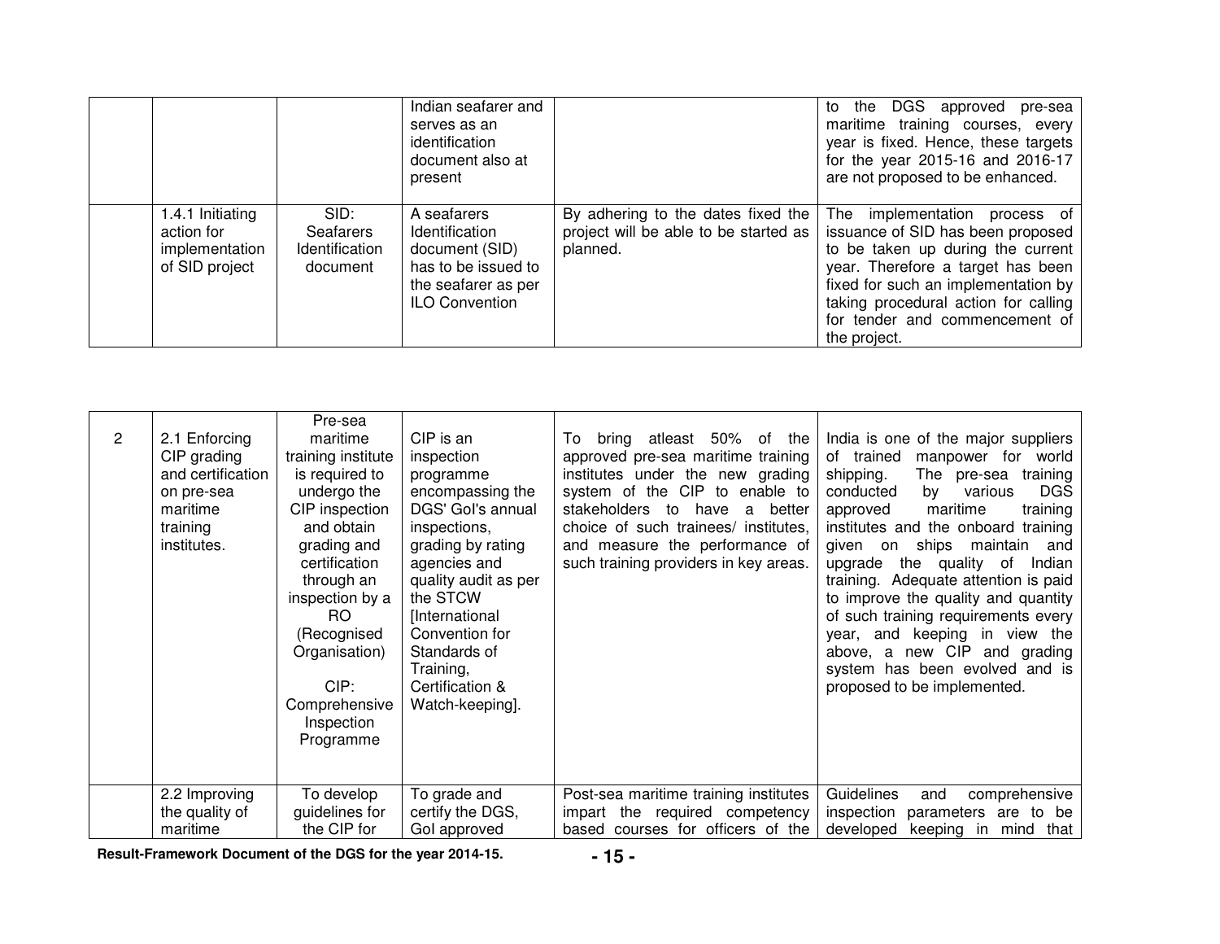| | | | | | |
|---|---|---|---|---|---|
| | | | Indian seafarer and serves as an identification document also at present | | to the DGS approved pre-sea maritime training courses, every year is fixed. Hence, these targets for the year 2015-16 and 2016-17 are not proposed to be enhanced. |
| | 1.4.1 Initiating action for implementation of SID project | SID: Seafarers Identification document | A seafarers Identification document (SID) has to be issued to the seafarer as per ILO Convention | By adhering to the dates fixed the project will be able to be started as planned. | The implementation process of issuance of SID has been proposed to be taken up during the current year. Therefore a target has been fixed for such an implementation by taking procedural action for calling for tender and commencement of the project. |

| | | | | | |
|---|---|---|---|---|---|
| 2 | 2.1 Enforcing CIP grading and certification on pre-sea maritime training institutes. | Pre-sea maritime training institute is required to undergo the CIP inspection and obtain grading and certification through an inspection by a RO (Recognised Organisation)<br><br>CIP: Comprehensive Inspection Programme | CIP is an inspection programme encompassing the DGS' GoI's annual inspections, grading by rating agencies and quality audit as per the STCW [International Convention for Standards of Training, Certification & Watch-keeping]. | To bring atleast 50% of the approved pre-sea maritime training institutes under the new grading system of the CIP to enable to stakeholders to have a better choice of such trainees/ institutes, and measure the performance of such training providers in key areas. | India is one of the major suppliers of trained manpower for world shipping. The pre-sea training conducted by various DGS approved maritime training institutes and the onboard training given on ships maintain and upgrade the quality of Indian training. Adequate attention is paid to improve the quality and quantity of such training requirements every year, and keeping in view the above, a new CIP and grading system has been evolved and is proposed to be implemented. |
| | 2.2 Improving the quality of maritime | To develop guidelines for the CIP for | To grade and certify the DGS, GoI approved | Post-sea maritime training institutes impart the required competency based courses for officers of the | Guidelines and comprehensive inspection parameters are to be developed keeping in mind that |

**Result-Framework Document of the DGS for the year 2014-15.**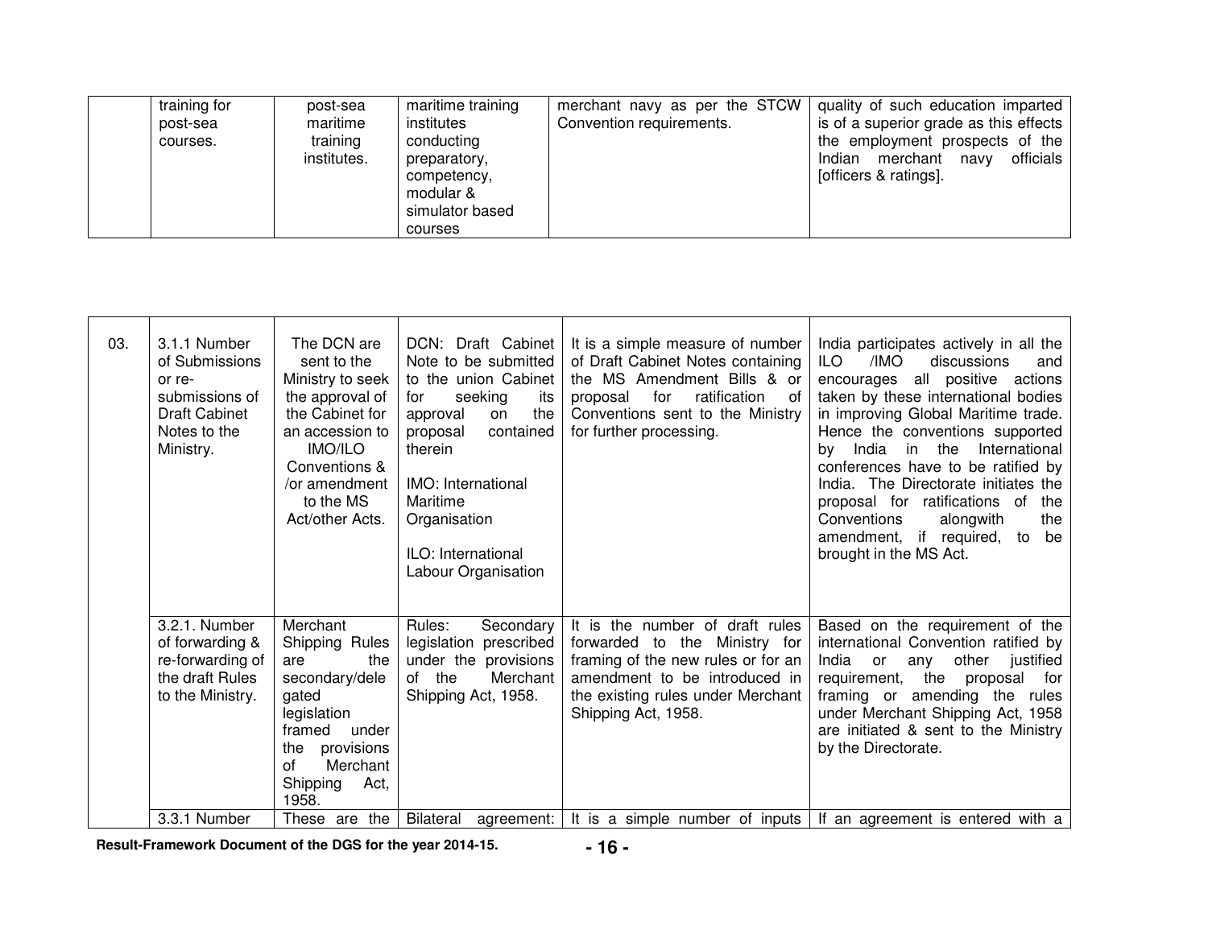| | | | | | |
|---|---|---|---|---|---|
| | training for post-sea courses. | post-sea maritime training institutes. | maritime training institutes conducting preparatory, competency, modular & simulator based courses | merchant navy as per the STCW Convention requirements. | quality of such education imparted is of a superior grade as this effects the employment prospects of the Indian merchant navy officials [officers & ratings]. |

| | | | | | |
|---|---|---|---|---|---|
| 03. | 3.1.1 Number of Submissions or re-submissions of Draft Cabinet Notes to the Ministry. | The DCN are sent to the Ministry to seek the approval of the Cabinet for an accession to IMO/ILO Conventions & /or amendment to the MS Act/other Acts. | DCN: Draft Cabinet Note to be submitted to the union Cabinet for seeking its approval on the proposal contained therein<br><br>IMO: International Maritime Organisation<br><br>ILO: International Labour Organisation | It is a simple measure of number of Draft Cabinet Notes containing the MS Amendment Bills & or proposal for ratification of Conventions sent to the Ministry for further processing. | India participates actively in all the ILO /IMO discussions and encourages all positive actions taken by these international bodies in improving Global Maritime trade. Hence the conventions supported by India in the International conferences have to be ratified by India. The Directorate initiates the proposal for ratifications of the Conventions alongwith the amendment, if required, to be brought in the MS Act. |
| | 3.2.1. Number of forwarding & re-forwarding of the draft Rules to the Ministry. | Merchant Shipping Rules are the secondary/delegated legislation framed under the provisions of Merchant Shipping Act, 1958. | Rules: Secondary legislation prescribed under the provisions of the Merchant Shipping Act, 1958. | It is the number of draft rules forwarded to the Ministry for framing of the new rules or for an amendment to be introduced in the existing rules under Merchant Shipping Act, 1958. | Based on the requirement of the international Convention ratified by India or any other justified requirement, the proposal for framing or amending the rules under Merchant Shipping Act, 1958 are initiated & sent to the Ministry by the Directorate. |
| | 3.3.1 Number | These are the | Bilateral agreement: | It is a simple number of inputs | If an agreement is entered with a |

**Result-Framework Document of the DGS for the year 2014-15.**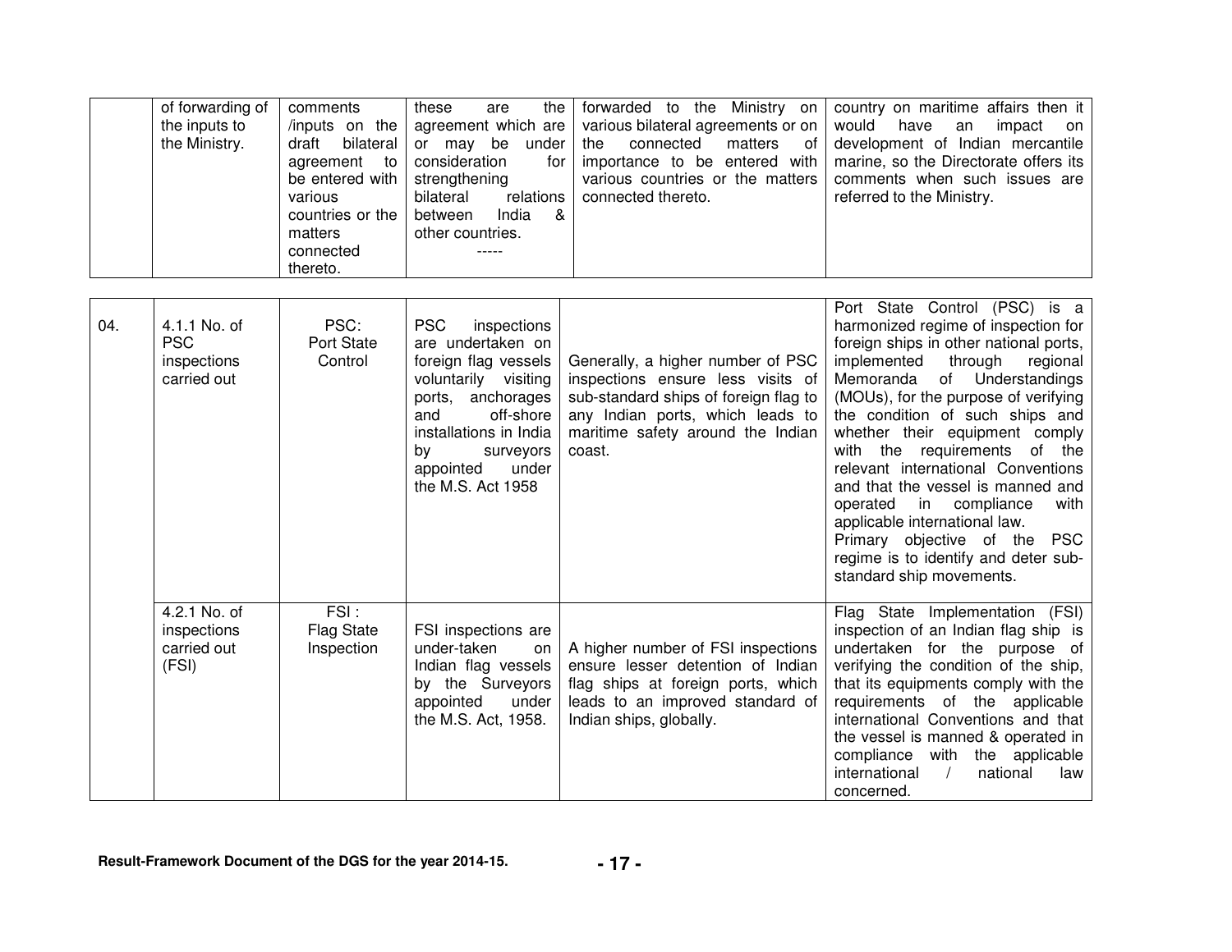| | of forwarding of the inputs to the Ministry. | comments /inputs on the draft bilateral agreement to be entered with various countries or the matters connected thereto. | these are the agreement which are or may be under consideration for strengthening bilateral relations between India & other countries. ----- | forwarded to the Ministry on various bilateral agreements or on the connected matters of importance to be entered with various countries or the matters connected thereto. | country on maritime affairs then it would have an impact on development of Indian mercantile marine, so the Directorate offers its comments when such issues are referred to the Ministry. |
|---|---|---|---|---|---|

| | | | | | |
|---|---|---|---|---|---|
| 04. | 4.1.1 No. of PSC inspections carried out | PSC: Port State Control | PSC inspections are undertaken on foreign flag vessels voluntarily visiting ports, anchorages and off-shore installations in India by surveyors appointed under the M.S. Act 1958 | Generally, a higher number of PSC inspections ensure less visits of sub-standard ships of foreign flag to any Indian ports, which leads to maritime safety around the Indian coast. | Port State Control (PSC) is a harmonized regime of inspection for foreign ships in other national ports, implemented through regional Memoranda of Understandings (MOUs), for the purpose of verifying the condition of such ships and whether their equipment comply with the requirements of the relevant international Conventions and that the vessel is manned and operated in compliance with applicable international law. Primary objective of the PSC regime is to identify and deter sub-standard ship movements. |
| | 4.2.1 No. of inspections carried out (FSI) | FSI : Flag State Inspection | FSI inspections are under-taken on Indian flag vessels by the Surveyors appointed under the M.S. Act, 1958. | A higher number of FSI inspections ensure lesser detention of Indian flag ships at foreign ports, which leads to an improved standard of Indian ships, globally. | Flag State Implementation (FSI) inspection of an Indian flag ship is undertaken for the purpose of verifying the condition of the ship, that its equipments comply with the requirements of the applicable international Conventions and that the vessel is manned & operated in compliance with the applicable international / national law concerned. |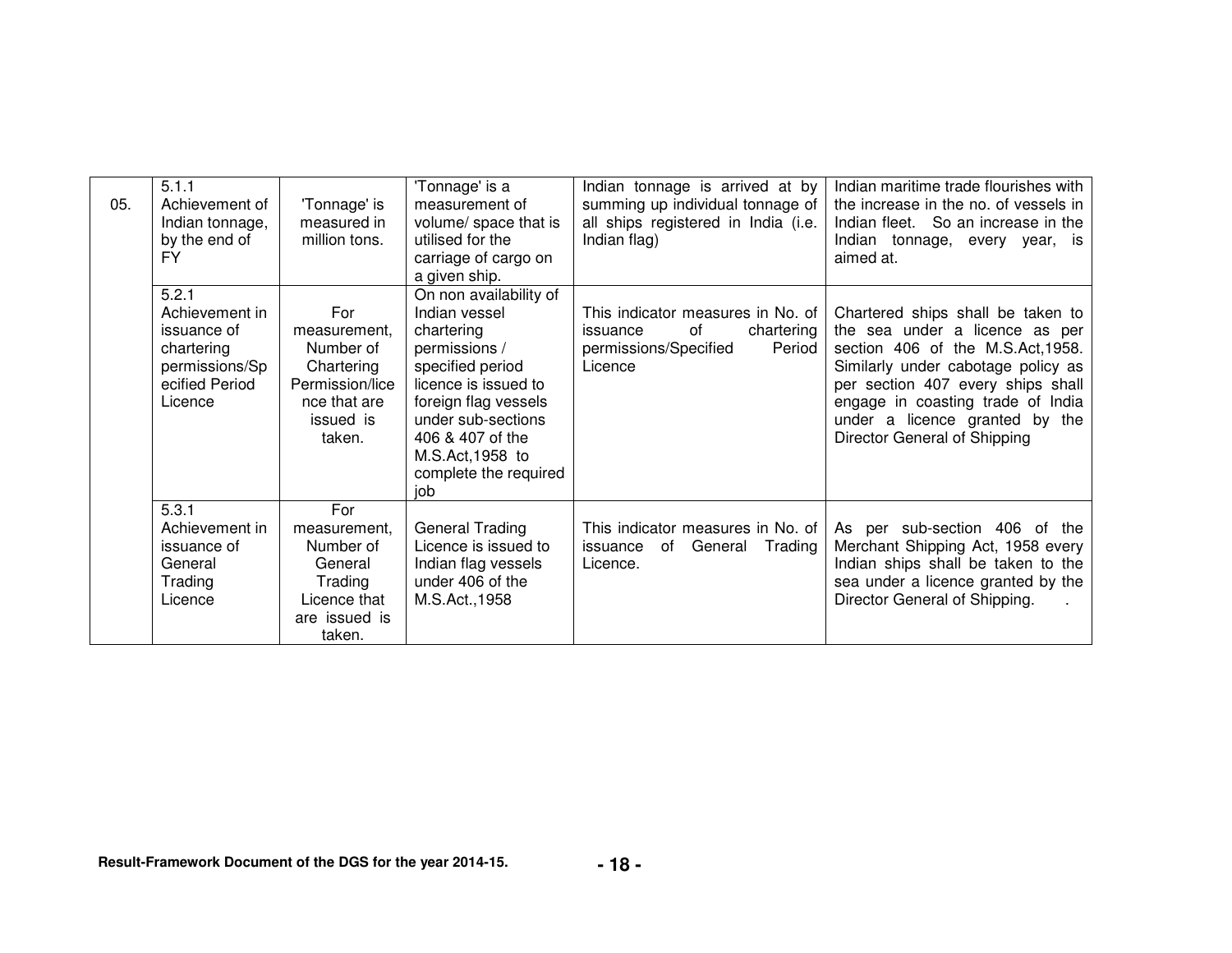| 05. | 5.1.1 Achievement of Indian tonnage, by the end of FY | 'Tonnage' is measured in million tons. | 'Tonnage' is a measurement of volume/ space that is utilised for the carriage of cargo on a given ship. | Indian tonnage is arrived at by summing up individual tonnage of all ships registered in India (i.e. Indian flag) | Indian maritime trade flourishes with the increase in the no. of vessels in Indian fleet. So an increase in the Indian tonnage, every year, is aimed at. |
|---|---|---|---|---|---|
| | 5.2.1 Achievement in issuance of chartering permissions/Specified Period Licence | For measurement, Number of Chartering Permission/licence that are issued is taken. | On non availability of Indian vessel chartering permissions / specified period licence is issued to foreign flag vessels under sub-sections 406 & 407 of the M.S.Act,1958 to complete the required job | This indicator measures in No. of issuance of chartering permissions/Specified Period Licence | Chartered ships shall be taken to the sea under a licence as per section 406 of the M.S.Act,1958. Similarly under cabotage policy as per section 407 every ships shall engage in coasting trade of India under a licence granted by the Director General of Shipping |
| | 5.3.1 Achievement in issuance of General Trading Licence | For measurement, Number of General Trading Licence that are issued is taken. | General Trading Licence is issued to Indian flag vessels under 406 of the M.S.Act.,1958 | This indicator measures in No. of issuance of General Trading Licence. | As per sub-section 406 of the Merchant Shipping Act, 1958 every Indian ships shall be taken to the sea under a licence granted by the Director General of Shipping. . |

**Result-Framework Document of the DGS for the year 2014-15.**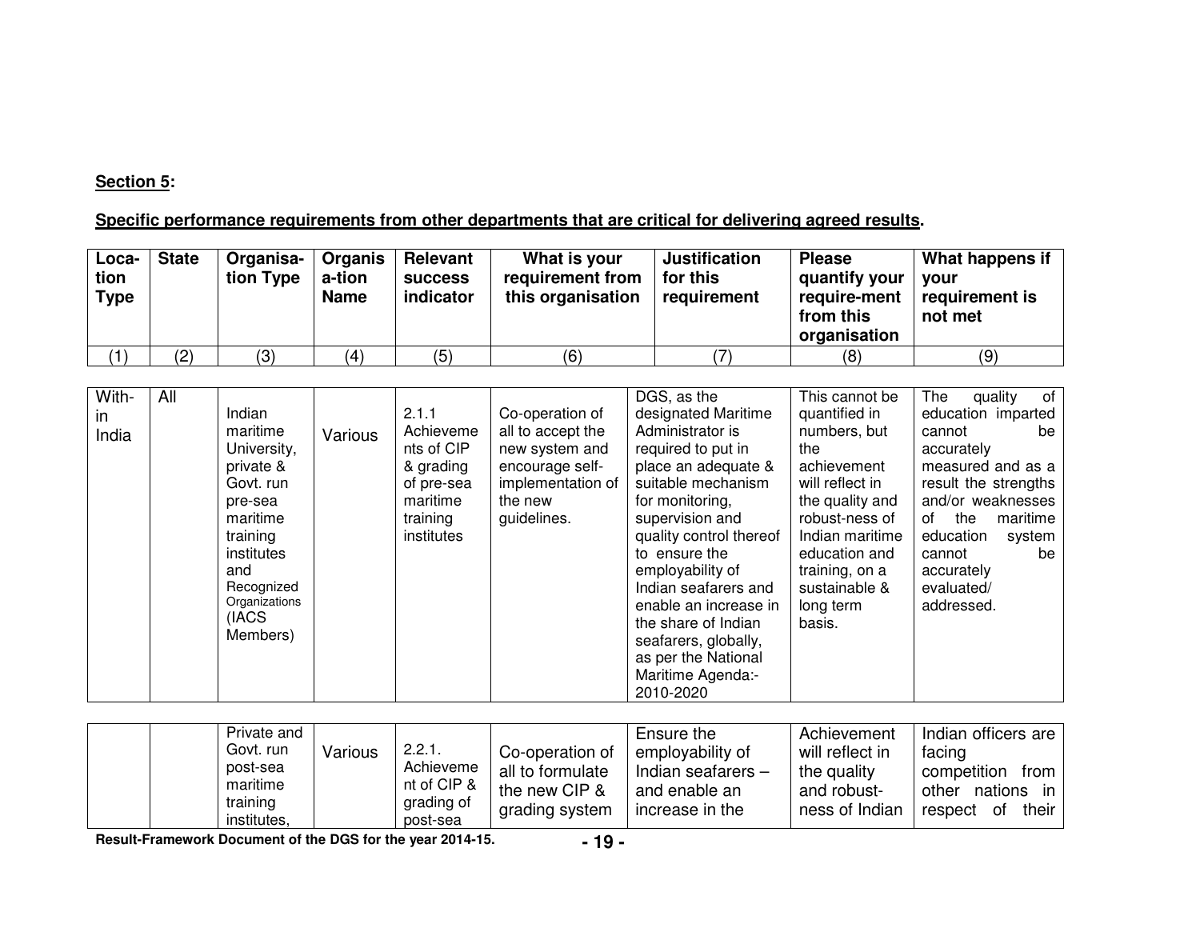**Section 5:**

**Specific performance requirements from other departments that are critical for delivering agreed results.**

| Loca-tion Type | State | Organisa-tion Type | Organis a-tion Name | Relevant success indicator | What is your requirement from this organisation | Justification for this requirement | Please quantify your require-ment from this organisation | What happens if your requirement is not met |
|---|---|---|---|---|---|---|---|---|
| (1) | (2) | (3) | (4) | (5) | (6) | (7) | (8) | (9) |
| With-in India | All | Indian maritime University, private & Govt. run pre-sea maritime training institutes and Recognized Organizations (IACS Members) | Various | 2.1.1 Achievements of CIP & grading of pre-sea maritime training institutes | Co-operation of all to accept the new system and encourage self-implementation of the new guidelines. | DGS, as the designated Maritime Administrator is required to put in place an adequate & suitable mechanism for monitoring, supervision and quality control thereof to ensure the employability of Indian seafarers and enable an increase in the share of Indian seafarers, globally, as per the National Maritime Agenda:- 2010-2020 | This cannot be quantified in numbers, but the achievement will reflect in the quality and robust-ness of Indian maritime education and training, on a sustainable & long term basis. | The quality of education imparted cannot be accurately measured and as a result the strengths and/or weaknesses of the maritime education system cannot be accurately evaluated/ addressed. |
| | | Private and Govt. run post-sea maritime training institutes, | Various | 2.2.1. Achievement of CIP & grading of post-sea | Co-operation of all to formulate the new CIP & grading system | Ensure the employability of Indian seafarers – and enable an increase in the | Achievement will reflect in the quality and robust-ness of Indian | Indian officers are facing competition from other nations in respect of their |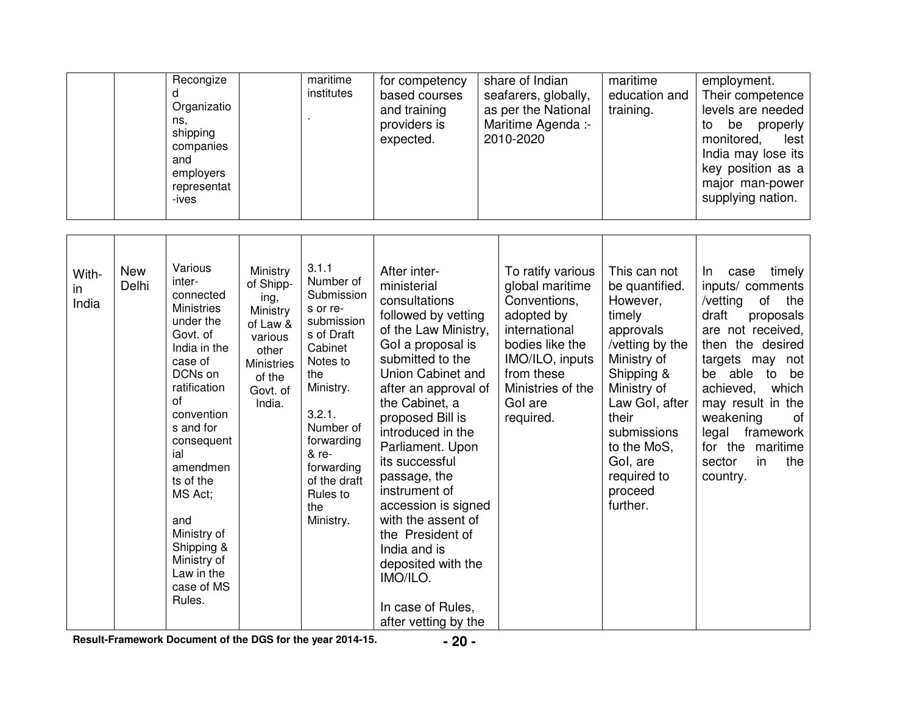|  |  | Recognized Organizations, shipping companies and employers representatives |  | maritime institutes . | for competency based courses and training providers is expected. | share of Indian seafarers, globally, as per the National Maritime Agenda :- 2010-2020 | maritime education and training. | employment. Their competence levels are needed to be properly monitored, lest India may lose its key position as a major man-power supplying nation. |
|---|---|---|---|---|---|---|---|---|
| With-in India | New Delhi | Various inter-connected Ministries under the Govt. of India in the case of DCNs on ratification of conventions and for consequential amendments of the MS Act;<br><br>and Ministry of Shipping & Ministry of Law in the case of MS Rules. | Ministry of Shipping, Ministry of Law & various other Ministries of the Govt. of India. | 3.1.1 Number of Submissions or re-submissions of Draft Cabinet Notes to the Ministry.<br><br>3.2.1. Number of forwarding & re-forwarding of the draft Rules to the Ministry. | After inter-ministerial consultations followed by vetting of the Law Ministry, GoI a proposal is submitted to the Union Cabinet and after an approval of the Cabinet, a proposed Bill is introduced in the Parliament. Upon its successful passage, the instrument of accession is signed with the assent of the President of India and is deposited with the IMO/ILO.<br><br>In case of Rules, after vetting by the | To ratify various global maritime Conventions, adopted by international bodies like the IMO/ILO, inputs from these Ministries of the GoI are required. | This can not be quantified. However, timely approvals /vetting by the Ministry of Shipping & Ministry of Law GoI, after their submissions to the MoS, GoI, are required to proceed further. | In case timely inputs/ comments /vetting of the draft proposals are not received, then the desired targets may not be able to be achieved, which may result in the weakening of legal framework for the maritime sector in the country. |

Result-Framework Document of the DGS for the year 2014-15.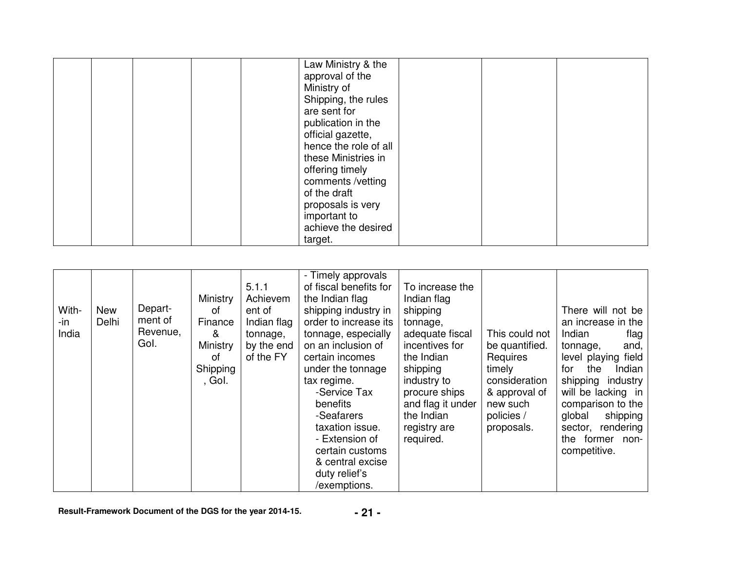| | | | | | Law Ministry & the approval of the Ministry of Shipping, the rules are sent for publication in the official gazette, hence the role of all these Ministries in offering timely comments /vetting of the draft proposals is very important to achieve the desired target. | | | |
|---|---|---|---|---|---|---|---|---|

| With-in India | New Delhi | Depart-ment of Revenue, GoI. | Ministry of Finance & Ministry of Shipping, GoI. | 5.1.1 Achievement of Indian flag tonnage, by the end of the FY | - Timely approvals of fiscal benefits for the Indian flag shipping industry in order to increase its tonnage, especially on an inclusion of certain incomes under the tonnage tax regime.<br>-Service Tax benefits<br>-Seafarers taxation issue.<br>- Extension of certain customs & central excise duty relief's /exemptions. | To increase the Indian flag shipping tonnage, adequate fiscal incentives for the Indian shipping industry to procure ships and flag it under the Indian registry are required. | This could not be quantified. Requires timely consideration & approval of new such policies / proposals. | There will not be an increase in the Indian flag tonnage, and, level playing field for the Indian shipping industry will be lacking in comparison to the global shipping sector, rendering the former non-competitive. |
|---|---|---|---|---|---|---|---|---|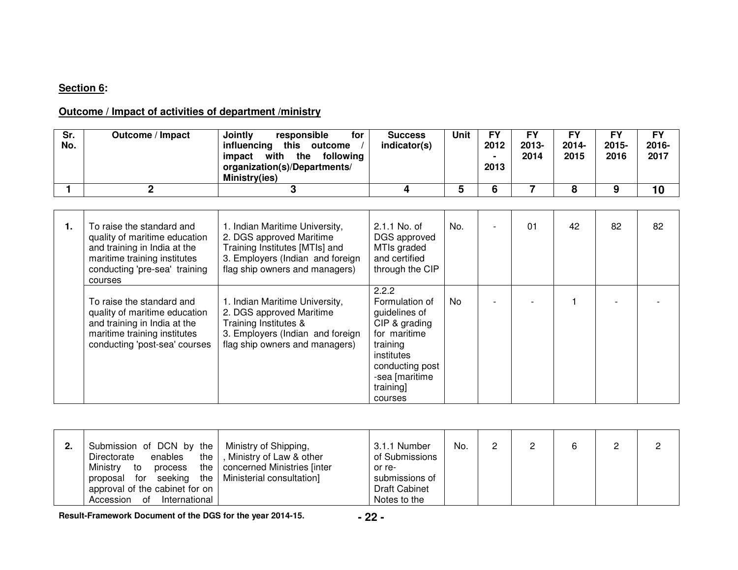**Section 6:**

**Outcome / Impact of activities of department /ministry**

| Sr. No. | Outcome / Impact | Jointly responsible for influencing this outcome / impact with the following organization(s)/Departments/ Ministry(ies) | Success indicator(s) | Unit | FY 2012 - 2013 | FY 2013-2014 | FY 2014-2015 | FY 2015-2016 | FY 2016-2017 |
|---|---|---|---|---|---|---|---|---|---|
| 1 | 2 | 3 | 4 | 5 | 6 | 7 | 8 | 9 | 10 |
| 1. | To raise the standard and quality of maritime education and training in India at the maritime training institutes conducting 'pre-sea' training courses | 1. Indian Maritime University, 2. DGS approved Maritime Training Institutes [MTIs] and 3. Employers (Indian and foreign flag ship owners and managers) | 2.1.1 No. of DGS approved MTIs graded and certified through the CIP | No. | - | 01 | 42 | 82 | 82 |
| | To raise the standard and quality of maritime education and training in India at the maritime training institutes conducting 'post-sea' courses | 1. Indian Maritime University, 2. DGS approved Maritime Training Institutes & 3. Employers (Indian and foreign flag ship owners and managers) | 2.2.2 Formulation of guidelines of CIP & grading for maritime training institutes conducting post -sea [maritime training] courses | No | - | - | 1 | - | - |
| 2. | Submission of DCN by the Directorate enables the Ministry to process the proposal for seeking the approval of the cabinet for on Accession of International | Ministry of Shipping, , Ministry of Law & other concerned Ministries [inter Ministerial consultation] | 3.1.1 Number of Submissions or re-submissions of Draft Cabinet Notes to the | No. | 2 | 2 | 6 | 2 | 2 |

**Result-Framework Document of the DGS for the year 2014-15.**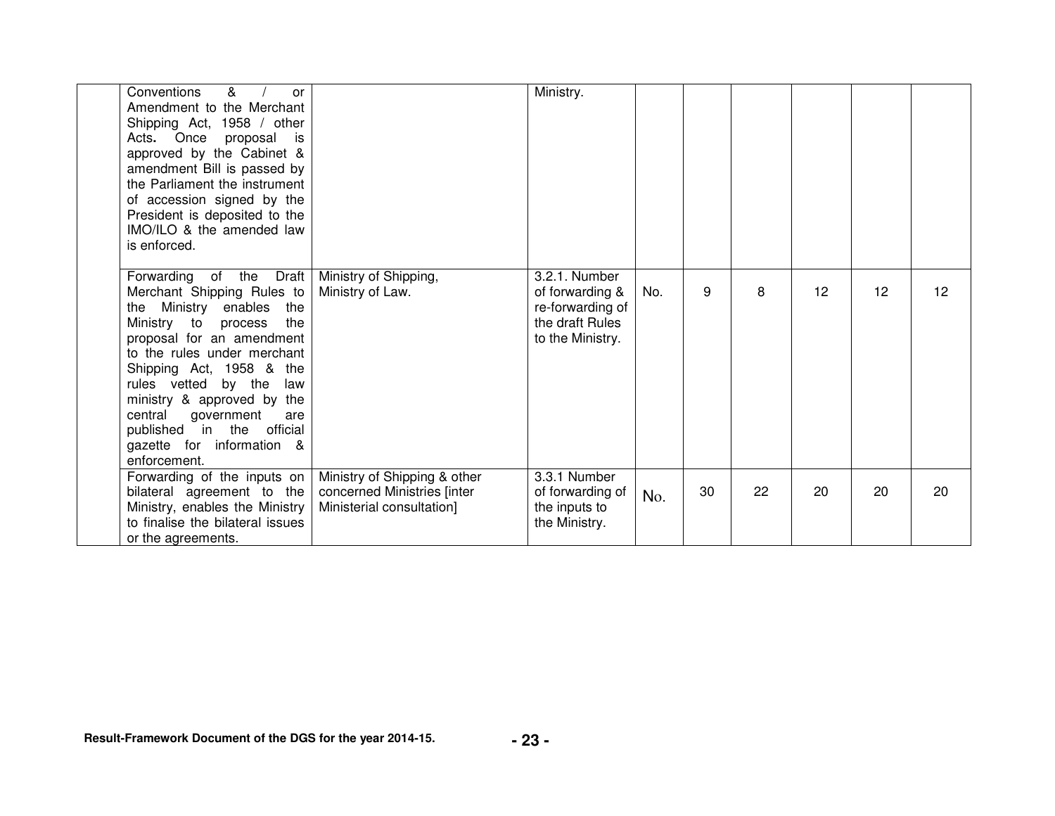| | | | | | | | | | |
|---|---|---|---|---|---|---|---|---|---|
| | Conventions & / or Amendment to the Merchant Shipping Act, 1958 / other Acts. Once proposal is approved by the Cabinet & amendment Bill is passed by the Parliament the instrument of accession signed by the President is deposited to the IMO/ILO & the amended law is enforced. | | Ministry. | | | | | | |
| | Forwarding of the Draft Merchant Shipping Rules to the Ministry enables the Ministry to process the proposal for an amendment to the rules under merchant Shipping Act, 1958 & the rules vetted by the law ministry & approved by the central government are published in the official gazette for information & enforcement. | Ministry of Shipping, Ministry of Law. | 3.2.1. Number of forwarding & re-forwarding of the draft Rules to the Ministry. | No. | 9 | 8 | 12 | 12 | 12 |
| | Forwarding of the inputs on bilateral agreement to the Ministry, enables the Ministry to finalise the bilateral issues or the agreements. | Ministry of Shipping & other concerned Ministries [inter Ministerial consultation] | 3.3.1 Number of forwarding of the inputs to the Ministry. | No. | 30 | 22 | 20 | 20 | 20 |